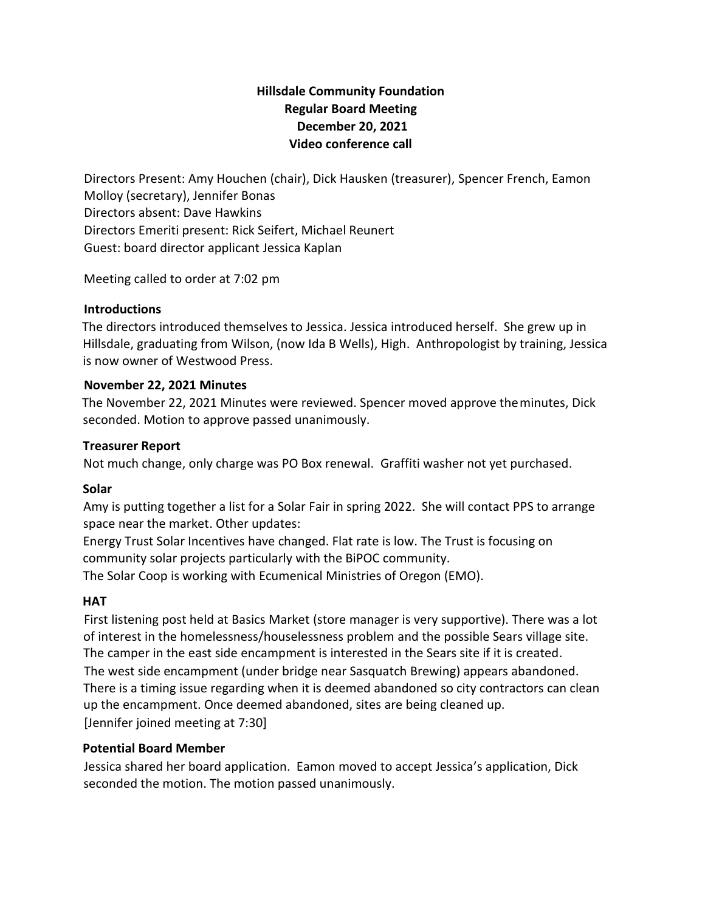# Hillsdale Community Foundation
## Regular Board Meeting
## December 20, 2021
## Video conference call

Directors Present: Amy Houchen (chair), Dick Hausken (treasurer), Spencer French, Eamon Molloy (secretary), Jennifer Bonas
Directors absent: Dave Hawkins
Directors Emeriti present: Rick Seifert, Michael Reunert
Guest: board director applicant Jessica Kaplan

Meeting called to order at 7:02 pm

### Introductions

The directors introduced themselves to Jessica. Jessica introduced herself. She grew up in Hillsdale, graduating from Wilson, (now Ida B Wells), High. Anthropologist by training, Jessica is now owner of Westwood Press.

### November 22, 2021 Minutes

The November 22, 2021 Minutes were reviewed. Spencer moved approve the minutes, Dick seconded. Motion to approve passed unanimously.

### Treasurer Report

Not much change, only charge was PO Box renewal. Graffiti washer not yet purchased.

### Solar

Amy is putting together a list for a Solar Fair in spring 2022. She will contact PPS to arrange space near the market. Other updates:
Energy Trust Solar Incentives have changed. Flat rate is low. The Trust is focusing on community solar projects particularly with the BiPOC community.
The Solar Coop is working with Ecumenical Ministries of Oregon (EMO).

### HAT

First listening post held at Basics Market (store manager is very supportive). There was a lot of interest in the homelessness/houselessness problem and the possible Sears village site. The camper in the east side encampment is interested in the Sears site if it is created.
The west side encampment (under bridge near Sasquatch Brewing) appears abandoned. There is a timing issue regarding when it is deemed abandoned so city contractors can clean up the encampment. Once deemed abandoned, sites are being cleaned up.
[Jennifer joined meeting at 7:30]

### Potential Board Member

Jessica shared her board application. Eamon moved to accept Jessica's application, Dick seconded the motion. The motion passed unanimously.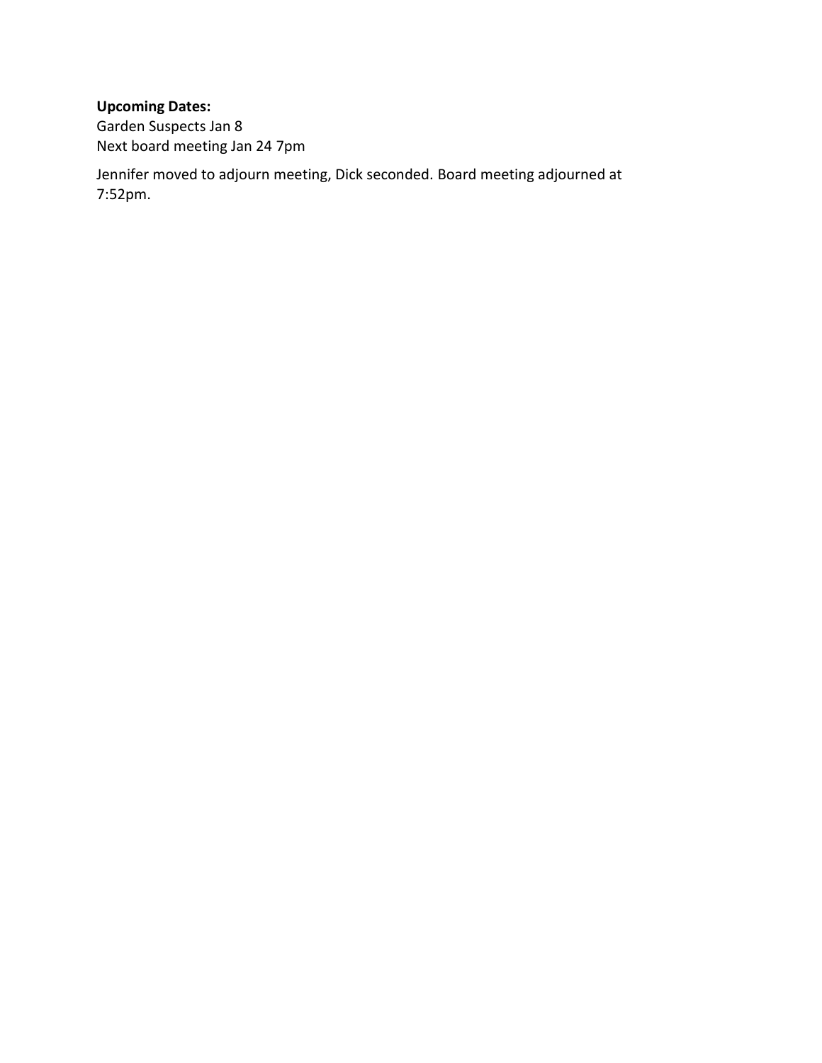**Upcoming Dates:**
Garden Suspects Jan 8
Next board meeting Jan 24 7pm

Jennifer moved to adjourn meeting, Dick seconded. Board meeting adjourned at 7:52pm.